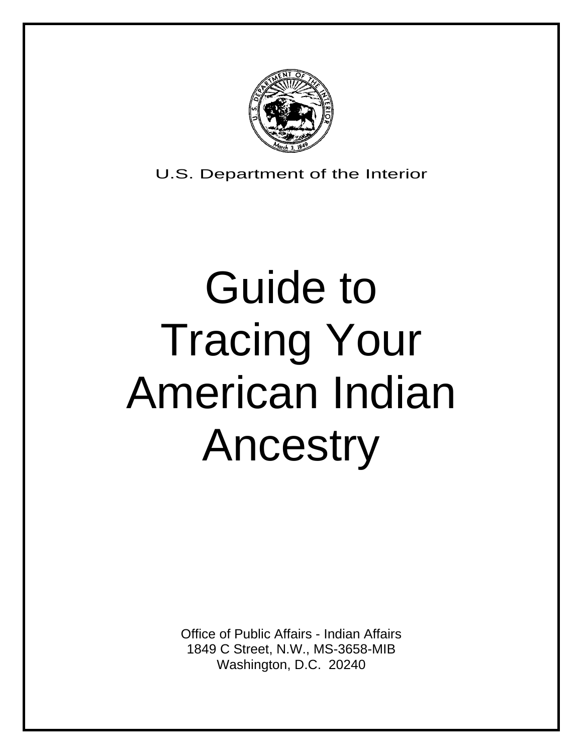U.S. Department of the Interior

# Guide to Tracing Your American Indian Ancestry

Office of Public Affairs - Indian Affairs
1849 C Street, N.W., MS-3658-MIB
Washington, D.C. 20240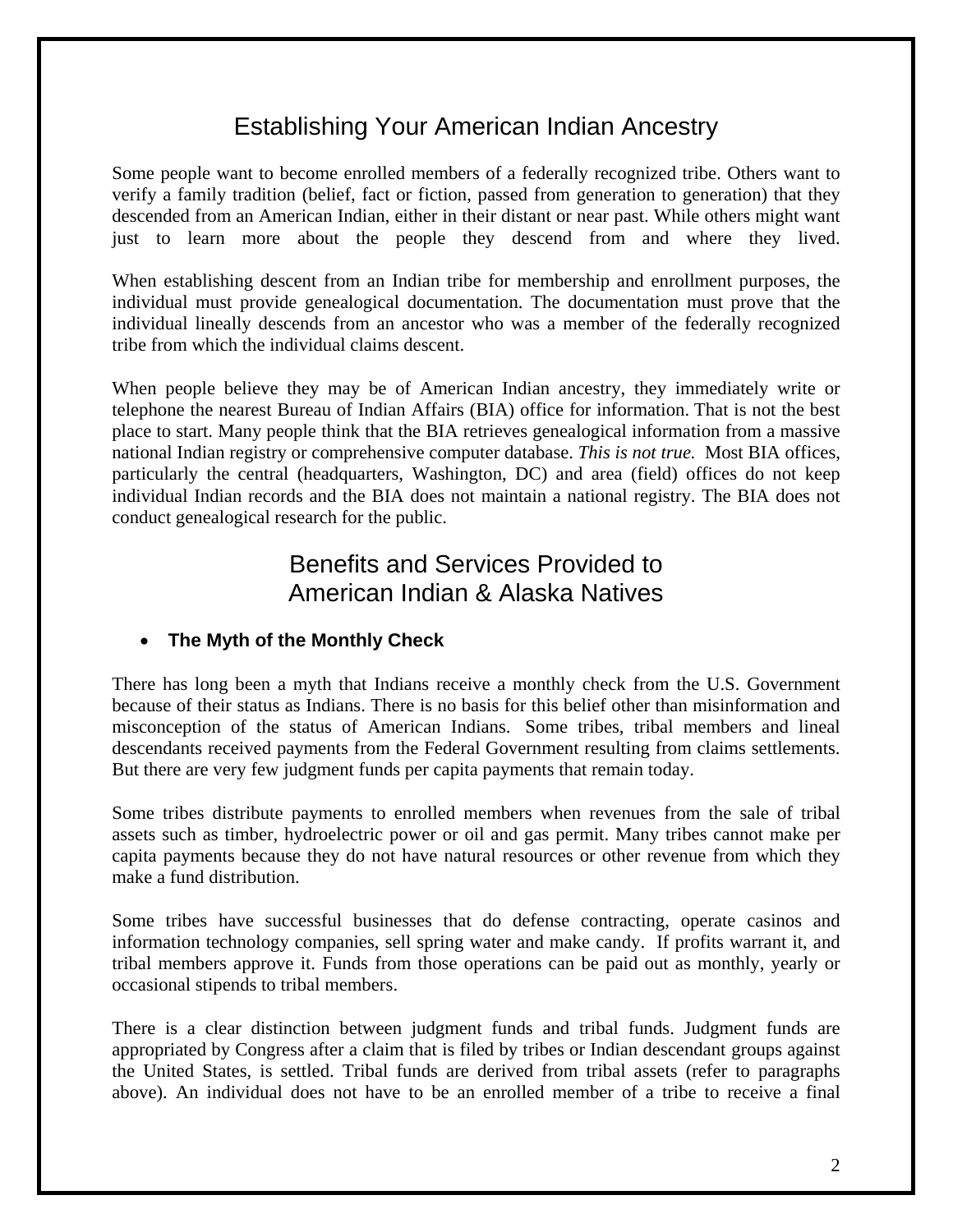# Establishing Your American Indian Ancestry

Some people want to become enrolled members of a federally recognized tribe. Others want to verify a family tradition (belief, fact or fiction, passed from generation to generation) that they descended from an American Indian, either in their distant or near past. While others might want just to learn more about the people they descend from and where they lived.

When establishing descent from an Indian tribe for membership and enrollment purposes, the individual must provide genealogical documentation. The documentation must prove that the individual lineally descends from an ancestor who was a member of the federally recognized tribe from which the individual claims descent.

When people believe they may be of American Indian ancestry, they immediately write or telephone the nearest Bureau of Indian Affairs (BIA) office for information. That is not the best place to start. Many people think that the BIA retrieves genealogical information from a massive national Indian registry or comprehensive computer database. *This is not true.* Most BIA offices, particularly the central (headquarters, Washington, DC) and area (field) offices do not keep individual Indian records and the BIA does not maintain a national registry. The BIA does not conduct genealogical research for the public.

# Benefits and Services Provided to American Indian & Alaska Natives

- **The Myth of the Monthly Check**

There has long been a myth that Indians receive a monthly check from the U.S. Government because of their status as Indians. There is no basis for this belief other than misinformation and misconception of the status of American Indians. Some tribes, tribal members and lineal descendants received payments from the Federal Government resulting from claims settlements. But there are very few judgment funds per capita payments that remain today.

Some tribes distribute payments to enrolled members when revenues from the sale of tribal assets such as timber, hydroelectric power or oil and gas permit. Many tribes cannot make per capita payments because they do not have natural resources or other revenue from which they make a fund distribution.

Some tribes have successful businesses that do defense contracting, operate casinos and information technology companies, sell spring water and make candy. If profits warrant it, and tribal members approve it. Funds from those operations can be paid out as monthly, yearly or occasional stipends to tribal members.

There is a clear distinction between judgment funds and tribal funds. Judgment funds are appropriated by Congress after a claim that is filed by tribes or Indian descendant groups against the United States, is settled. Tribal funds are derived from tribal assets (refer to paragraphs above). An individual does not have to be an enrolled member of a tribe to receive a final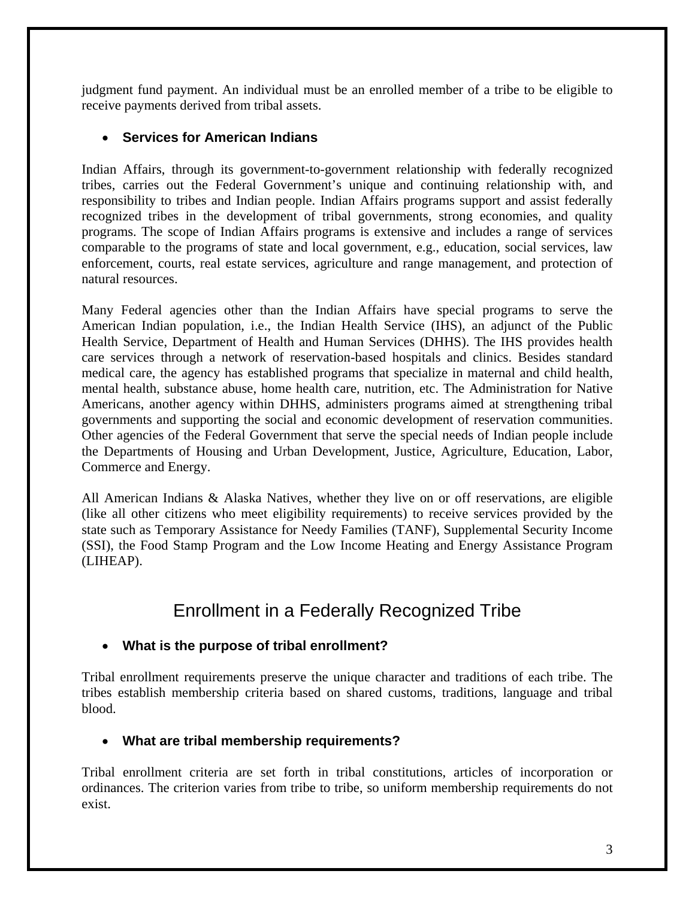judgment fund payment. An individual must be an enrolled member of a tribe to be eligible to receive payments derived from tribal assets.

- **Services for American Indians**

Indian Affairs, through its government-to-government relationship with federally recognized tribes, carries out the Federal Government's unique and continuing relationship with, and responsibility to tribes and Indian people. Indian Affairs programs support and assist federally recognized tribes in the development of tribal governments, strong economies, and quality programs. The scope of Indian Affairs programs is extensive and includes a range of services comparable to the programs of state and local government, e.g., education, social services, law enforcement, courts, real estate services, agriculture and range management, and protection of natural resources.

Many Federal agencies other than the Indian Affairs have special programs to serve the American Indian population, i.e., the Indian Health Service (IHS), an adjunct of the Public Health Service, Department of Health and Human Services (DHHS). The IHS provides health care services through a network of reservation-based hospitals and clinics. Besides standard medical care, the agency has established programs that specialize in maternal and child health, mental health, substance abuse, home health care, nutrition, etc. The Administration for Native Americans, another agency within DHHS, administers programs aimed at strengthening tribal governments and supporting the social and economic development of reservation communities. Other agencies of the Federal Government that serve the special needs of Indian people include the Departments of Housing and Urban Development, Justice, Agriculture, Education, Labor, Commerce and Energy.

All American Indians & Alaska Natives, whether they live on or off reservations, are eligible (like all other citizens who meet eligibility requirements) to receive services provided by the state such as Temporary Assistance for Needy Families (TANF), Supplemental Security Income (SSI), the Food Stamp Program and the Low Income Heating and Energy Assistance Program (LIHEAP).

## Enrollment in a Federally Recognized Tribe

- **What is the purpose of tribal enrollment?**

Tribal enrollment requirements preserve the unique character and traditions of each tribe. The tribes establish membership criteria based on shared customs, traditions, language and tribal blood.

- **What are tribal membership requirements?**

Tribal enrollment criteria are set forth in tribal constitutions, articles of incorporation or ordinances. The criterion varies from tribe to tribe, so uniform membership requirements do not exist.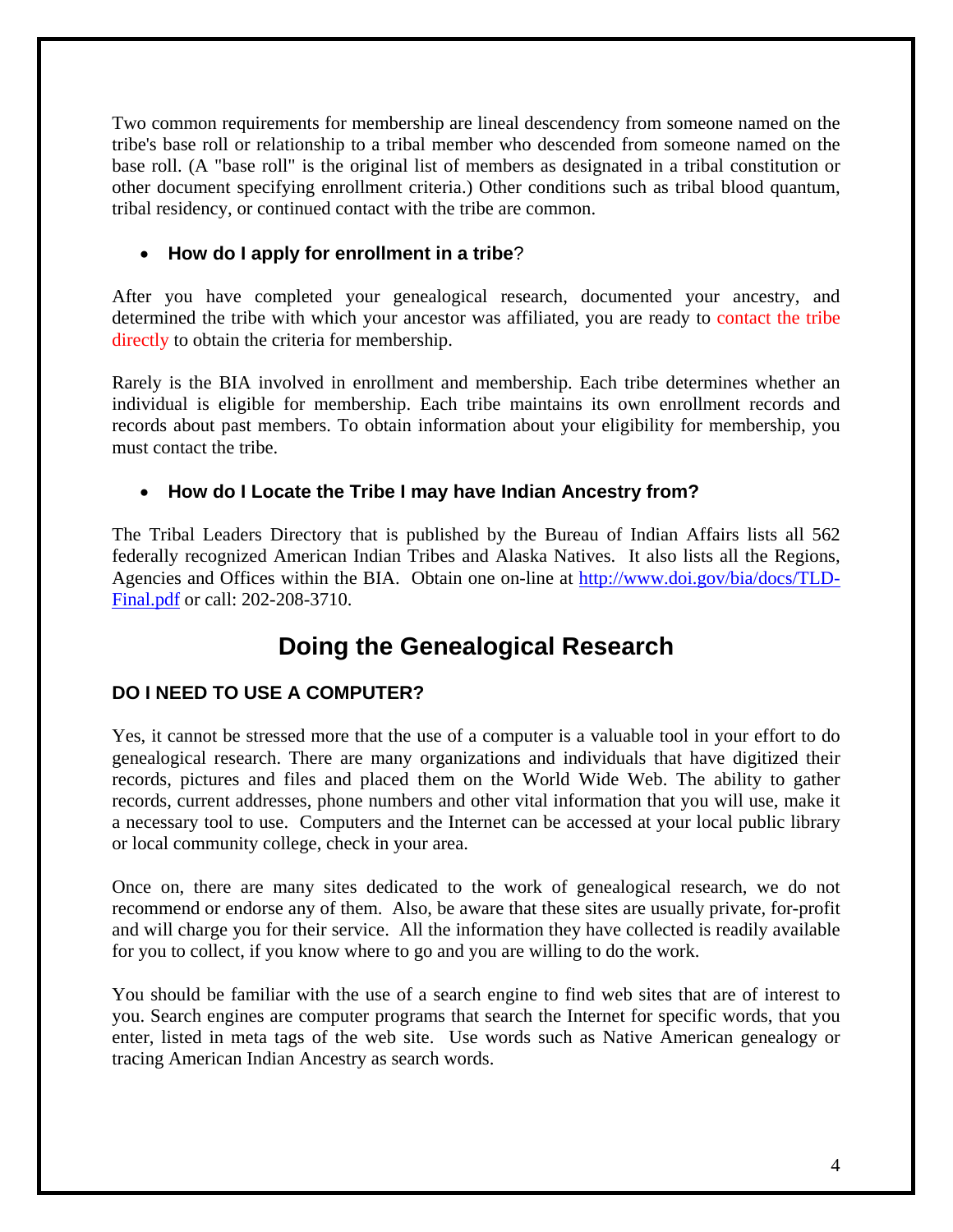Two common requirements for membership are lineal descendency from someone named on the tribe's base roll or relationship to a tribal member who descended from someone named on the base roll. (A "base roll" is the original list of members as designated in a tribal constitution or other document specifying enrollment criteria.) Other conditions such as tribal blood quantum, tribal residency, or continued contact with the tribe are common.

- **How do I apply for enrollment in a tribe**?

After you have completed your genealogical research, documented your ancestry, and determined the tribe with which your ancestor was affiliated, you are ready to contact the tribe directly to obtain the criteria for membership.

Rarely is the BIA involved in enrollment and membership. Each tribe determines whether an individual is eligible for membership. Each tribe maintains its own enrollment records and records about past members. To obtain information about your eligibility for membership, you must contact the tribe.

- **How do I Locate the Tribe I may have Indian Ancestry from?**

The Tribal Leaders Directory that is published by the Bureau of Indian Affairs lists all 562 federally recognized American Indian Tribes and Alaska Natives. It also lists all the Regions, Agencies and Offices within the BIA. Obtain one on-line at http://www.doi.gov/bia/docs/TLD-Final.pdf or call: 202-208-3710.

## Doing the Genealogical Research

### DO I NEED TO USE A COMPUTER?

Yes, it cannot be stressed more that the use of a computer is a valuable tool in your effort to do genealogical research. There are many organizations and individuals that have digitized their records, pictures and files and placed them on the World Wide Web. The ability to gather records, current addresses, phone numbers and other vital information that you will use, make it a necessary tool to use. Computers and the Internet can be accessed at your local public library or local community college, check in your area.

Once on, there are many sites dedicated to the work of genealogical research, we do not recommend or endorse any of them. Also, be aware that these sites are usually private, for-profit and will charge you for their service. All the information they have collected is readily available for you to collect, if you know where to go and you are willing to do the work.

You should be familiar with the use of a search engine to find web sites that are of interest to you. Search engines are computer programs that search the Internet for specific words, that you enter, listed in meta tags of the web site. Use words such as Native American genealogy or tracing American Indian Ancestry as search words.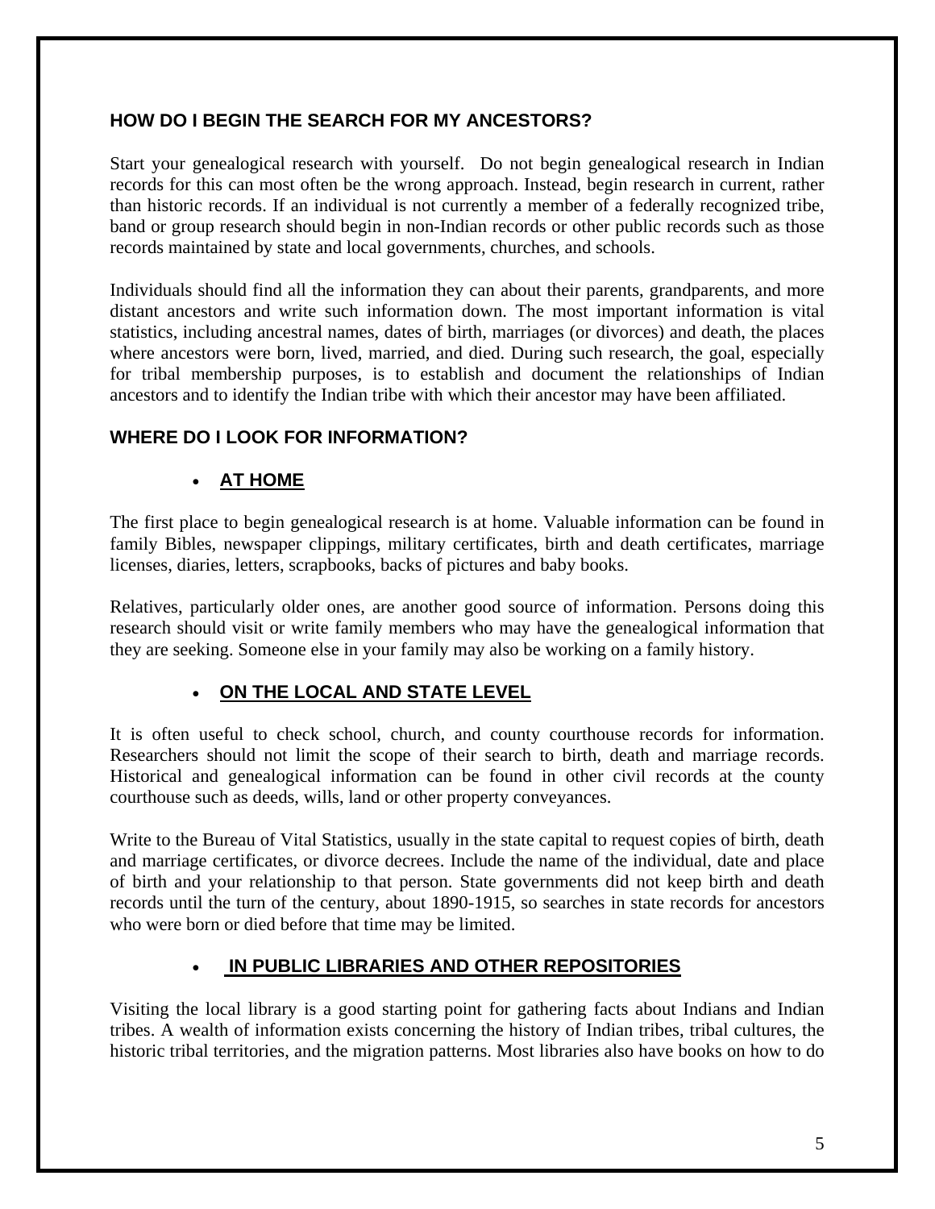## HOW DO I BEGIN THE SEARCH FOR MY ANCESTORS?

Start your genealogical research with yourself. Do not begin genealogical research in Indian records for this can most often be the wrong approach. Instead, begin research in current, rather than historic records. If an individual is not currently a member of a federally recognized tribe, band or group research should begin in non-Indian records or other public records such as those records maintained by state and local governments, churches, and schools.

Individuals should find all the information they can about their parents, grandparents, and more distant ancestors and write such information down. The most important information is vital statistics, including ancestral names, dates of birth, marriages (or divorces) and death, the places where ancestors were born, lived, married, and died. During such research, the goal, especially for tribal membership purposes, is to establish and document the relationships of Indian ancestors and to identify the Indian tribe with which their ancestor may have been affiliated.

## WHERE DO I LOOK FOR INFORMATION?

- **AT HOME**

The first place to begin genealogical research is at home. Valuable information can be found in family Bibles, newspaper clippings, military certificates, birth and death certificates, marriage licenses, diaries, letters, scrapbooks, backs of pictures and baby books.

Relatives, particularly older ones, are another good source of information. Persons doing this research should visit or write family members who may have the genealogical information that they are seeking. Someone else in your family may also be working on a family history.

- **ON THE LOCAL AND STATE LEVEL**

It is often useful to check school, church, and county courthouse records for information. Researchers should not limit the scope of their search to birth, death and marriage records. Historical and genealogical information can be found in other civil records at the county courthouse such as deeds, wills, land or other property conveyances.

Write to the Bureau of Vital Statistics, usually in the state capital to request copies of birth, death and marriage certificates, or divorce decrees. Include the name of the individual, date and place of birth and your relationship to that person. State governments did not keep birth and death records until the turn of the century, about 1890-1915, so searches in state records for ancestors who were born or died before that time may be limited.

- **IN PUBLIC LIBRARIES AND OTHER REPOSITORIES**

Visiting the local library is a good starting point for gathering facts about Indians and Indian tribes. A wealth of information exists concerning the history of Indian tribes, tribal cultures, the historic tribal territories, and the migration patterns. Most libraries also have books on how to do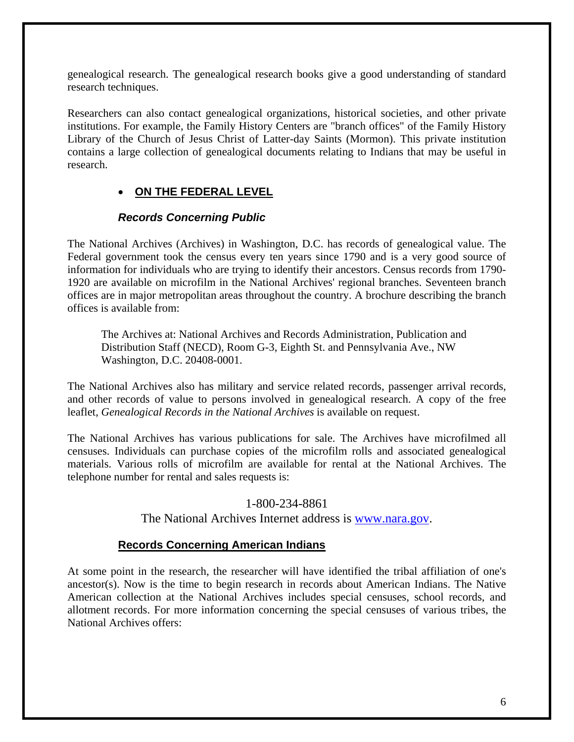genealogical research. The genealogical research books give a good understanding of standard research techniques.

Researchers can also contact genealogical organizations, historical societies, and other private institutions. For example, the Family History Centers are "branch offices" of the Family History Library of the Church of Jesus Christ of Latter-day Saints (Mormon). This private institution contains a large collection of genealogical documents relating to Indians that may be useful in research.

- **ON THE FEDERAL LEVEL**

### *Records Concerning Public*

The National Archives (Archives) in Washington, D.C. has records of genealogical value. The Federal government took the census every ten years since 1790 and is a very good source of information for individuals who are trying to identify their ancestors. Census records from 1790-1920 are available on microfilm in the National Archives' regional branches. Seventeen branch offices are in major metropolitan areas throughout the country. A brochure describing the branch offices is available from:

> The Archives at: National Archives and Records Administration, Publication and Distribution Staff (NECD), Room G-3, Eighth St. and Pennsylvania Ave., NW Washington, D.C. 20408-0001.

The National Archives also has military and service related records, passenger arrival records, and other records of value to persons involved in genealogical research. A copy of the free leaflet, *Genealogical Records in the National Archives* is available on request.

The National Archives has various publications for sale. The Archives have microfilmed all censuses. Individuals can purchase copies of the microfilm rolls and associated genealogical materials. Various rolls of microfilm are available for rental at the National Archives. The telephone number for rental and sales requests is:

1-800-234-8861

The National Archives Internet address is [www.nara.gov](http://www.nara.gov).

### Records Concerning American Indians

At some point in the research, the researcher will have identified the tribal affiliation of one's ancestor(s). Now is the time to begin research in records about American Indians. The Native American collection at the National Archives includes special censuses, school records, and allotment records. For more information concerning the special censuses of various tribes, the National Archives offers: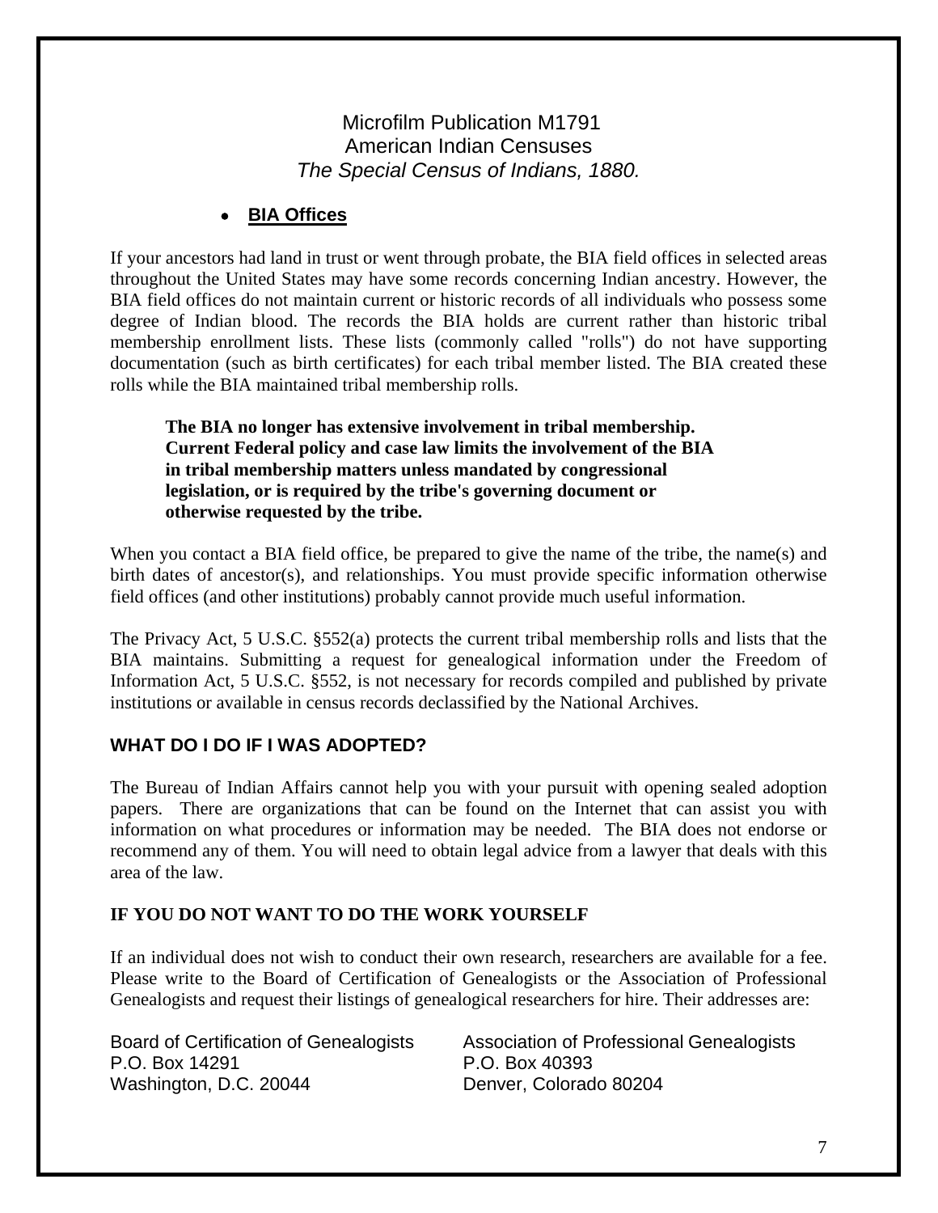Microfilm Publication M1791
American Indian Censuses
*The Special Census of Indians, 1880.*

- **BIA Offices**

If your ancestors had land in trust or went through probate, the BIA field offices in selected areas throughout the United States may have some records concerning Indian ancestry. However, the BIA field offices do not maintain current or historic records of all individuals who possess some degree of Indian blood. The records the BIA holds are current rather than historic tribal membership enrollment lists. These lists (commonly called "rolls") do not have supporting documentation (such as birth certificates) for each tribal member listed. The BIA created these rolls while the BIA maintained tribal membership rolls.

> **The BIA no longer has extensive involvement in tribal membership. Current Federal policy and case law limits the involvement of the BIA in tribal membership matters unless mandated by congressional legislation, or is required by the tribe's governing document or otherwise requested by the tribe.**

When you contact a BIA field office, be prepared to give the name of the tribe, the name(s) and birth dates of ancestor(s), and relationships. You must provide specific information otherwise field offices (and other institutions) probably cannot provide much useful information.

The Privacy Act, 5 U.S.C. §552(a) protects the current tribal membership rolls and lists that the BIA maintains. Submitting a request for genealogical information under the Freedom of Information Act, 5 U.S.C. §552, is not necessary for records compiled and published by private institutions or available in census records declassified by the National Archives.

## WHAT DO I DO IF I WAS ADOPTED?

The Bureau of Indian Affairs cannot help you with your pursuit with opening sealed adoption papers. There are organizations that can be found on the Internet that can assist you with information on what procedures or information may be needed. The BIA does not endorse or recommend any of them. You will need to obtain legal advice from a lawyer that deals with this area of the law.

## IF YOU DO NOT WANT TO DO THE WORK YOURSELF

If an individual does not wish to conduct their own research, researchers are available for a fee. Please write to the Board of Certification of Genealogists or the Association of Professional Genealogists and request their listings of genealogical researchers for hire. Their addresses are:

Board of Certification of Genealogists
P.O. Box 14291
Washington, D.C. 20044

Association of Professional Genealogists
P.O. Box 40393
Denver, Colorado 80204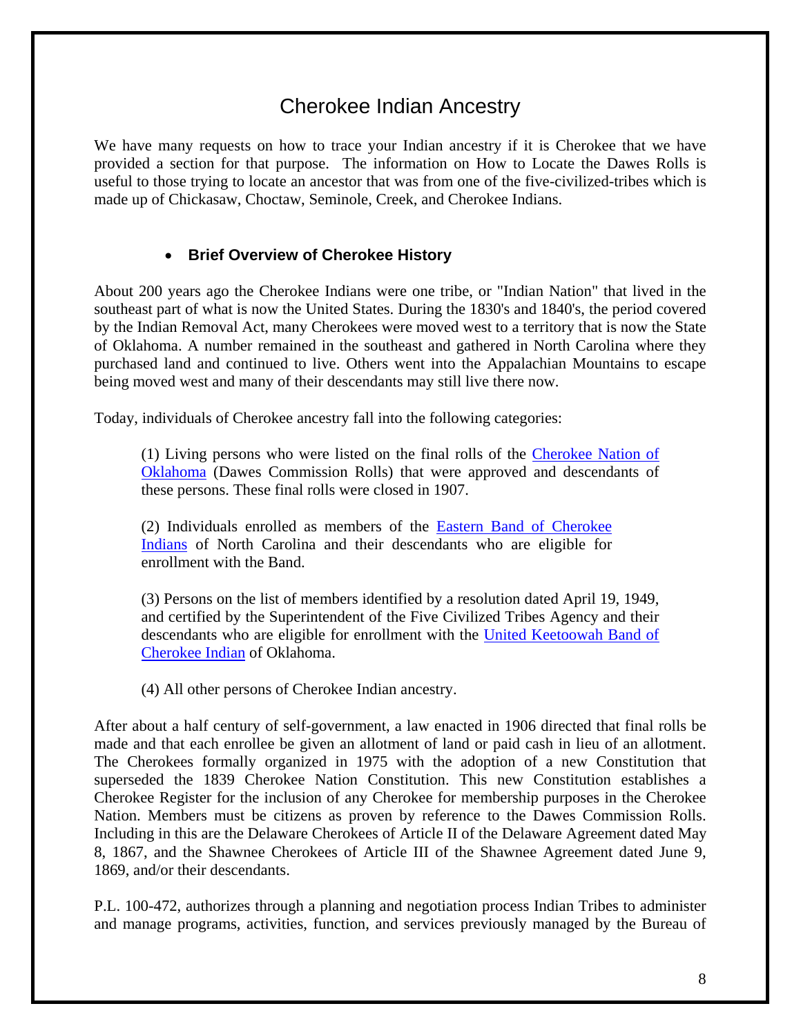# Cherokee Indian Ancestry

We have many requests on how to trace your Indian ancestry if it is Cherokee that we have provided a section for that purpose. The information on How to Locate the Dawes Rolls is useful to those trying to locate an ancestor that was from one of the five-civilized-tribes which is made up of Chickasaw, Choctaw, Seminole, Creek, and Cherokee Indians.

- **Brief Overview of Cherokee History**

About 200 years ago the Cherokee Indians were one tribe, or "Indian Nation" that lived in the southeast part of what is now the United States. During the 1830's and 1840's, the period covered by the Indian Removal Act, many Cherokees were moved west to a territory that is now the State of Oklahoma. A number remained in the southeast and gathered in North Carolina where they purchased land and continued to live. Others went into the Appalachian Mountains to escape being moved west and many of their descendants may still live there now.

Today, individuals of Cherokee ancestry fall into the following categories:

> (1) Living persons who were listed on the final rolls of the Cherokee Nation of Oklahoma (Dawes Commission Rolls) that were approved and descendants of these persons. These final rolls were closed in 1907.
>
> (2) Individuals enrolled as members of the Eastern Band of Cherokee Indians of North Carolina and their descendants who are eligible for enrollment with the Band.
>
> (3) Persons on the list of members identified by a resolution dated April 19, 1949, and certified by the Superintendent of the Five Civilized Tribes Agency and their descendants who are eligible for enrollment with the United Keetoowah Band of Cherokee Indian of Oklahoma.
>
> (4) All other persons of Cherokee Indian ancestry.

After about a half century of self-government, a law enacted in 1906 directed that final rolls be made and that each enrollee be given an allotment of land or paid cash in lieu of an allotment. The Cherokees formally organized in 1975 with the adoption of a new Constitution that superseded the 1839 Cherokee Nation Constitution. This new Constitution establishes a Cherokee Register for the inclusion of any Cherokee for membership purposes in the Cherokee Nation. Members must be citizens as proven by reference to the Dawes Commission Rolls. Including in this are the Delaware Cherokees of Article II of the Delaware Agreement dated May 8, 1867, and the Shawnee Cherokees of Article III of the Shawnee Agreement dated June 9, 1869, and/or their descendants.

P.L. 100-472, authorizes through a planning and negotiation process Indian Tribes to administer and manage programs, activities, function, and services previously managed by the Bureau of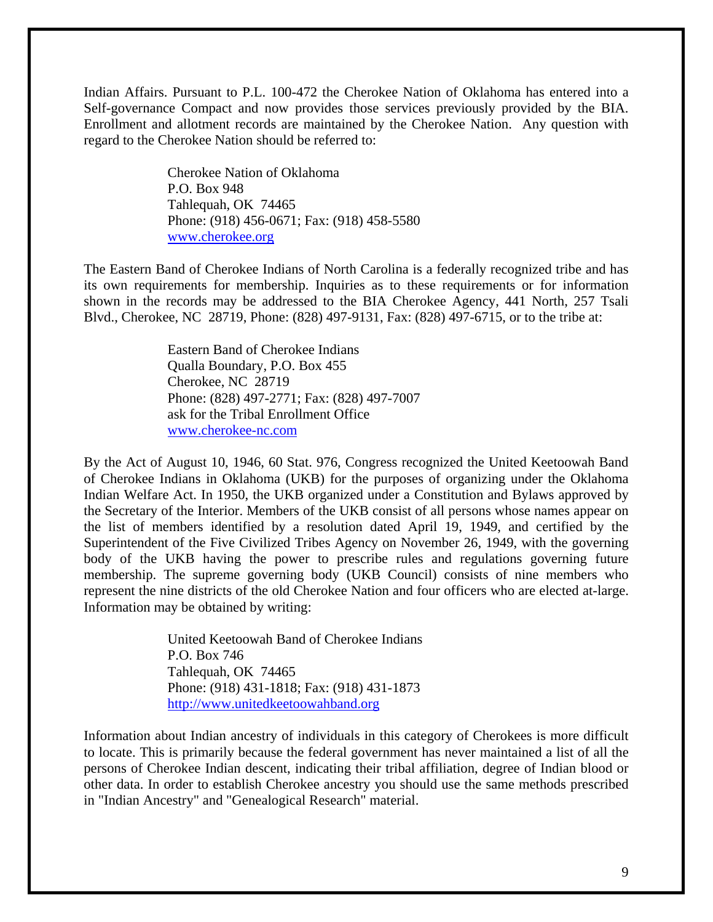Indian Affairs. Pursuant to P.L. 100-472 the Cherokee Nation of Oklahoma has entered into a Self-governance Compact and now provides those services previously provided by the BIA. Enrollment and allotment records are maintained by the Cherokee Nation. Any question with regard to the Cherokee Nation should be referred to:

> Cherokee Nation of Oklahoma
> P.O. Box 948
> Tahlequah, OK 74465
> Phone: (918) 456-0671; Fax: (918) 458-5580
> www.cherokee.org

The Eastern Band of Cherokee Indians of North Carolina is a federally recognized tribe and has its own requirements for membership. Inquiries as to these requirements or for information shown in the records may be addressed to the BIA Cherokee Agency, 441 North, 257 Tsali Blvd., Cherokee, NC 28719, Phone: (828) 497-9131, Fax: (828) 497-6715, or to the tribe at:

> Eastern Band of Cherokee Indians
> Qualla Boundary, P.O. Box 455
> Cherokee, NC 28719
> Phone: (828) 497-2771; Fax: (828) 497-7007
> ask for the Tribal Enrollment Office
> www.cherokee-nc.com

By the Act of August 10, 1946, 60 Stat. 976, Congress recognized the United Keetoowah Band of Cherokee Indians in Oklahoma (UKB) for the purposes of organizing under the Oklahoma Indian Welfare Act. In 1950, the UKB organized under a Constitution and Bylaws approved by the Secretary of the Interior. Members of the UKB consist of all persons whose names appear on the list of members identified by a resolution dated April 19, 1949, and certified by the Superintendent of the Five Civilized Tribes Agency on November 26, 1949, with the governing body of the UKB having the power to prescribe rules and regulations governing future membership. The supreme governing body (UKB Council) consists of nine members who represent the nine districts of the old Cherokee Nation and four officers who are elected at-large. Information may be obtained by writing:

> United Keetoowah Band of Cherokee Indians
> P.O. Box 746
> Tahlequah, OK 74465
> Phone: (918) 431-1818; Fax: (918) 431-1873
> http://www.unitedkeetoowahband.org

Information about Indian ancestry of individuals in this category of Cherokees is more difficult to locate. This is primarily because the federal government has never maintained a list of all the persons of Cherokee Indian descent, indicating their tribal affiliation, degree of Indian blood or other data. In order to establish Cherokee ancestry you should use the same methods prescribed in "Indian Ancestry" and "Genealogical Research" material.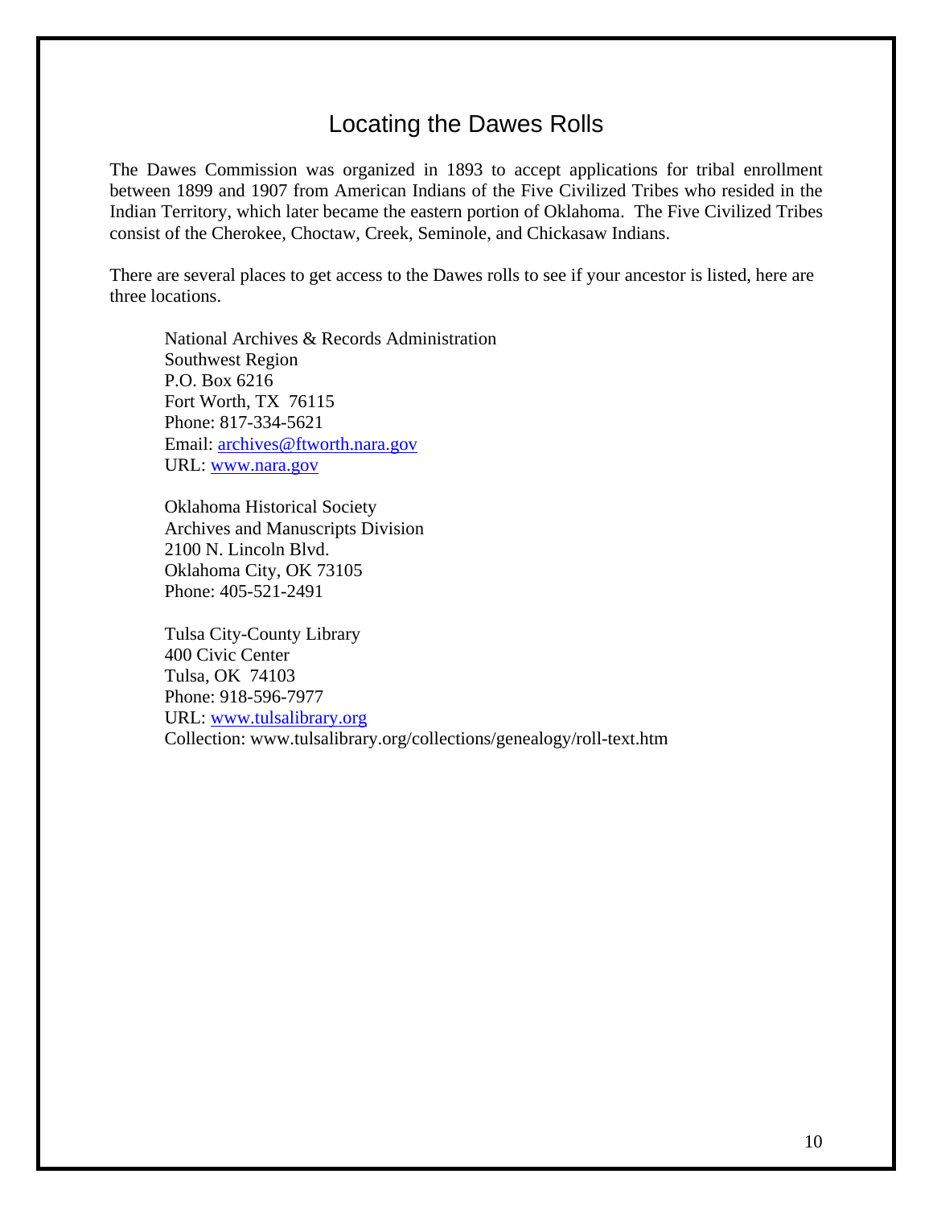# Locating the Dawes Rolls

The Dawes Commission was organized in 1893 to accept applications for tribal enrollment between 1899 and 1907 from American Indians of the Five Civilized Tribes who resided in the Indian Territory, which later became the eastern portion of Oklahoma. The Five Civilized Tribes consist of the Cherokee, Choctaw, Creek, Seminole, and Chickasaw Indians.

There are several places to get access to the Dawes rolls to see if your ancestor is listed, here are three locations.

National Archives & Records Administration
Southwest Region
P.O. Box 6216
Fort Worth, TX 76115
Phone: 817-334-5621
Email: archives@ftworth.nara.gov
URL: www.nara.gov

Oklahoma Historical Society
Archives and Manuscripts Division
2100 N. Lincoln Blvd.
Oklahoma City, OK 73105
Phone: 405-521-2491

Tulsa City-County Library
400 Civic Center
Tulsa, OK 74103
Phone: 918-596-7977
URL: www.tulsalibrary.org
Collection: www.tulsalibrary.org/collections/genealogy/roll-text.htm